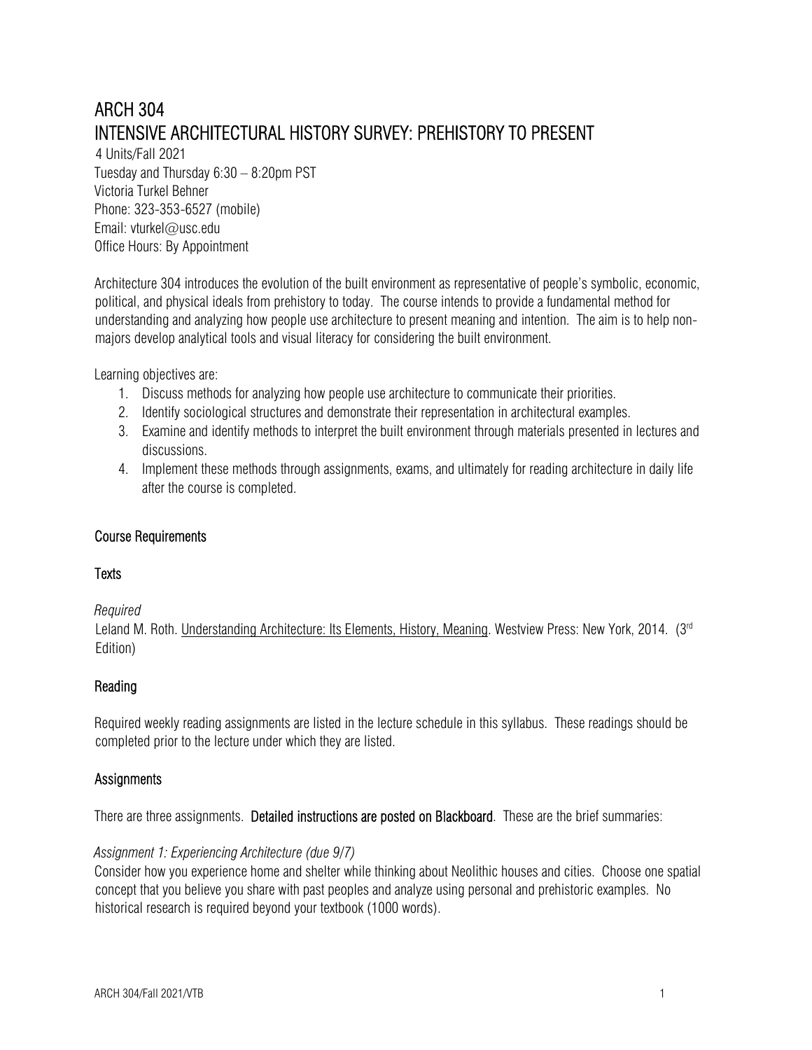# ARCH 304
# INTENSIVE ARCHITECTURAL HISTORY SURVEY: PREHISTORY TO PRESENT

4 Units/Fall 2021
Tuesday and Thursday 6:30 – 8:20pm PST
Victoria Turkel Behner
Phone: 323-353-6527 (mobile)
Email: vturkel@usc.edu
Office Hours: By Appointment

Architecture 304 introduces the evolution of the built environment as representative of people's symbolic, economic, political, and physical ideals from prehistory to today. The course intends to provide a fundamental method for understanding and analyzing how people use architecture to present meaning and intention. The aim is to help non-majors develop analytical tools and visual literacy for considering the built environment.

Learning objectives are:

1. Discuss methods for analyzing how people use architecture to communicate their priorities.
2. Identify sociological structures and demonstrate their representation in architectural examples.
3. Examine and identify methods to interpret the built environment through materials presented in lectures and discussions.
4. Implement these methods through assignments, exams, and ultimately for reading architecture in daily life after the course is completed.

## Course Requirements

### Texts

*Required*

Leland M. Roth. Understanding Architecture: Its Elements, History, Meaning. Westview Press: New York, 2014. (3rd Edition)

## Reading

Required weekly reading assignments are listed in the lecture schedule in this syllabus. These readings should be completed prior to the lecture under which they are listed.

## Assignments

There are three assignments. **Detailed instructions are posted on Blackboard**. These are the brief summaries:

*Assignment 1: Experiencing Architecture (due 9/7)*

Consider how you experience home and shelter while thinking about Neolithic houses and cities. Choose one spatial concept that you believe you share with past peoples and analyze using personal and prehistoric examples. No historical research is required beyond your textbook (1000 words).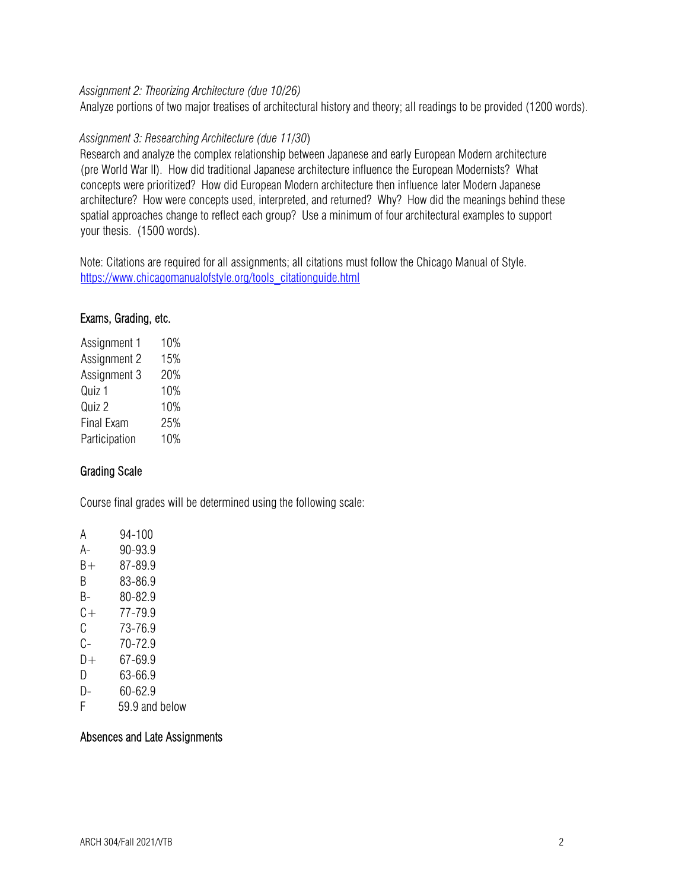*Assignment 2: Theorizing Architecture (due 10/26)*

Analyze portions of two major treatises of architectural history and theory; all readings to be provided (1200 words).

*Assignment 3: Researching Architecture (due 11/30)*

Research and analyze the complex relationship between Japanese and early European Modern architecture (pre World War II). How did traditional Japanese architecture influence the European Modernists? What concepts were prioritized? How did European Modern architecture then influence later Modern Japanese architecture? How were concepts used, interpreted, and returned? Why? How did the meanings behind these spatial approaches change to reflect each group? Use a minimum of four architectural examples to support your thesis. (1500 words).

Note: Citations are required for all assignments; all citations must follow the Chicago Manual of Style. [https://www.chicagomanualofstyle.org/tools_citationguide.html](https://www.chicagomanualofstyle.org/tools_citationguide.html)

## Exams, Grading, etc.

| | |
|---|---|
| Assignment 1 | 10% |
| Assignment 2 | 15% |
| Assignment 3 | 20% |
| Quiz 1 | 10% |
| Quiz 2 | 10% |
| Final Exam | 25% |
| Participation | 10% |

## Grading Scale

Course final grades will be determined using the following scale:

| | |
|---|---|
| A | 94-100 |
| A- | 90-93.9 |
| B+ | 87-89.9 |
| B | 83-86.9 |
| B- | 80-82.9 |
| C+ | 77-79.9 |
| C | 73-76.9 |
| C- | 70-72.9 |
| D+ | 67-69.9 |
| D | 63-66.9 |
| D- | 60-62.9 |
| F | 59.9 and below |

## Absences and Late Assignments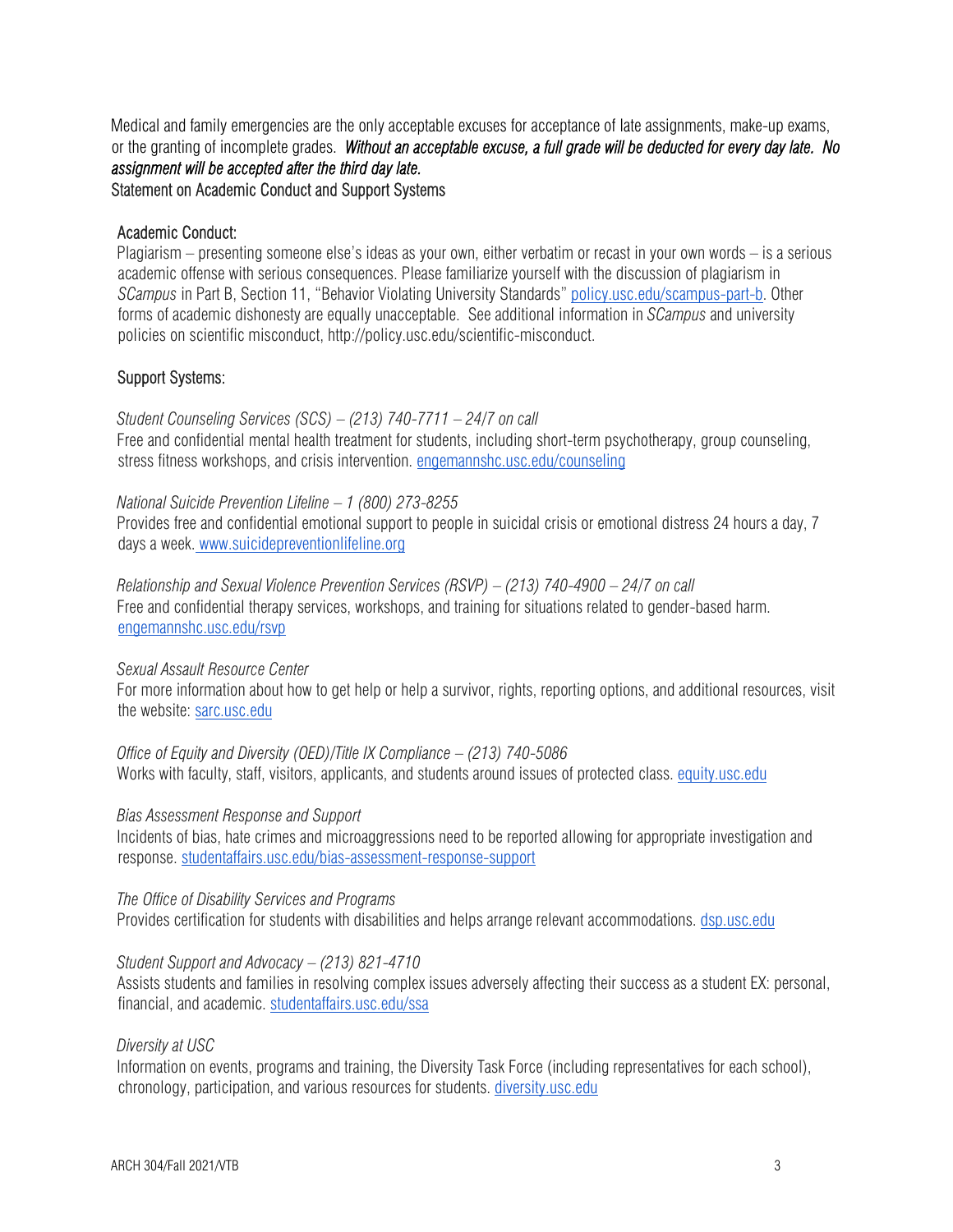Medical and family emergencies are the only acceptable excuses for acceptance of late assignments, make-up exams, or the granting of incomplete grades. *Without an acceptable excuse, a full grade will be deducted for every day late. No assignment will be accepted after the third day late.*

## Statement on Academic Conduct and Support Systems

### Academic Conduct:

Plagiarism – presenting someone else's ideas as your own, either verbatim or recast in your own words – is a serious academic offense with serious consequences. Please familiarize yourself with the discussion of plagiarism in *SCampus* in Part B, Section 11, "Behavior Violating University Standards" policy.usc.edu/scampus-part-b. Other forms of academic dishonesty are equally unacceptable. See additional information in *SCampus* and university policies on scientific misconduct, http://policy.usc.edu/scientific-misconduct.

### Support Systems:

*Student Counseling Services (SCS) – (213) 740-7711 – 24/7 on call*
Free and confidential mental health treatment for students, including short-term psychotherapy, group counseling, stress fitness workshops, and crisis intervention. engemannshc.usc.edu/counseling

*National Suicide Prevention Lifeline – 1 (800) 273-8255*
Provides free and confidential emotional support to people in suicidal crisis or emotional distress 24 hours a day, 7 days a week. www.suicidepreventionlifeline.org

*Relationship and Sexual Violence Prevention Services (RSVP) – (213) 740-4900 – 24/7 on call*
Free and confidential therapy services, workshops, and training for situations related to gender-based harm. engemannshc.usc.edu/rsvp

*Sexual Assault Resource Center*
For more information about how to get help or help a survivor, rights, reporting options, and additional resources, visit the website: sarc.usc.edu

*Office of Equity and Diversity (OED)/Title IX Compliance – (213) 740-5086*
Works with faculty, staff, visitors, applicants, and students around issues of protected class. equity.usc.edu

*Bias Assessment Response and Support*
Incidents of bias, hate crimes and microaggressions need to be reported allowing for appropriate investigation and response. studentaffairs.usc.edu/bias-assessment-response-support

*The Office of Disability Services and Programs*
Provides certification for students with disabilities and helps arrange relevant accommodations. dsp.usc.edu

*Student Support and Advocacy – (213) 821-4710*
Assists students and families in resolving complex issues adversely affecting their success as a student EX: personal, financial, and academic. studentaffairs.usc.edu/ssa

*Diversity at USC*
Information on events, programs and training, the Diversity Task Force (including representatives for each school), chronology, participation, and various resources for students. diversity.usc.edu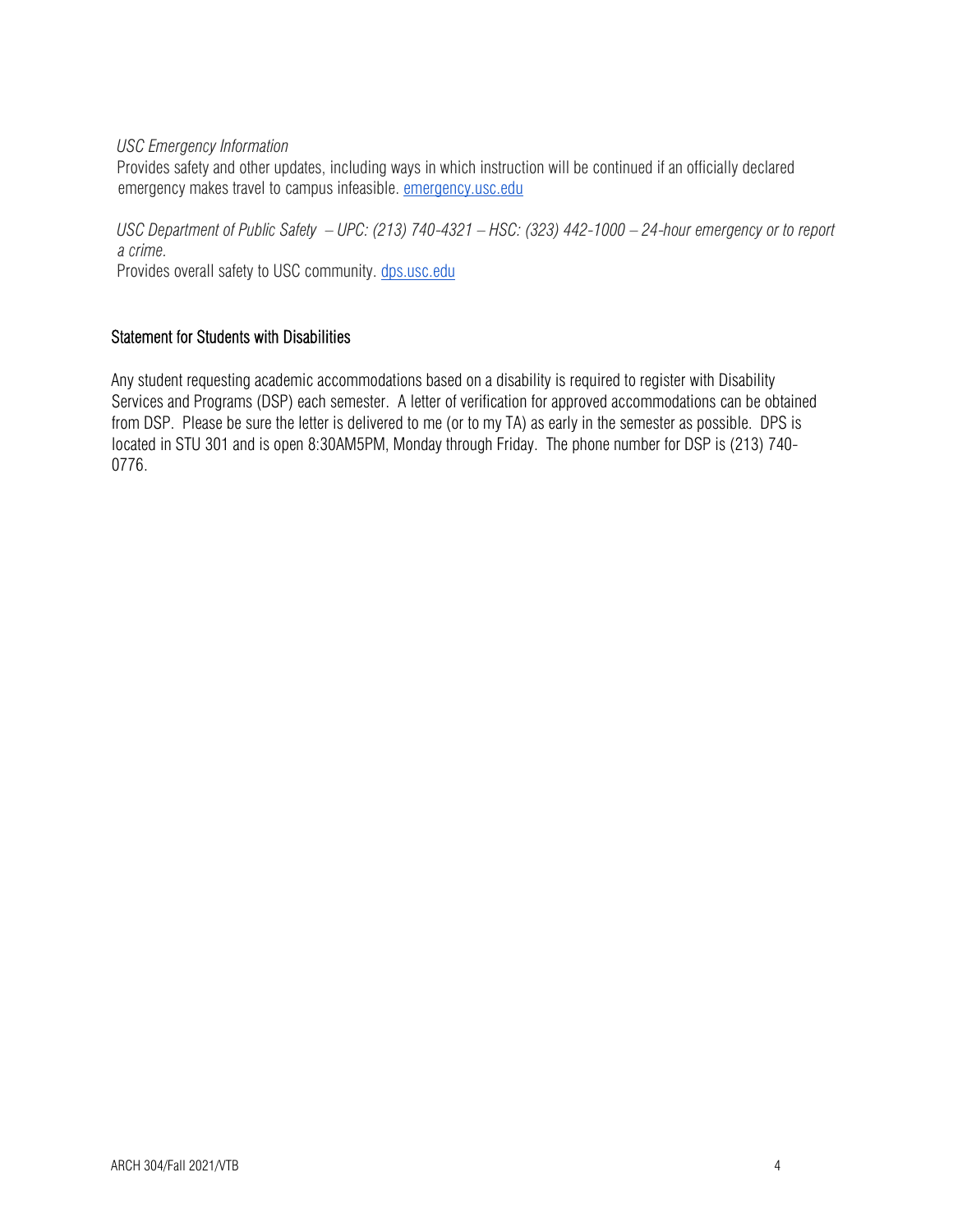*USC Emergency Information*
Provides safety and other updates, including ways in which instruction will be continued if an officially declared emergency makes travel to campus infeasible. [emergency.usc.edu](emergency.usc.edu)

*USC Department of Public Safety – UPC: (213) 740-4321 – HSC: (323) 442-1000 – 24-hour emergency or to report a crime.*
Provides overall safety to USC community. [dps.usc.edu](dps.usc.edu)

## Statement for Students with Disabilities

Any student requesting academic accommodations based on a disability is required to register with Disability Services and Programs (DSP) each semester. A letter of verification for approved accommodations can be obtained from DSP. Please be sure the letter is delivered to me (or to my TA) as early in the semester as possible. DPS is located in STU 301 and is open 8:30AM5PM, Monday through Friday. The phone number for DSP is (213) 740-0776.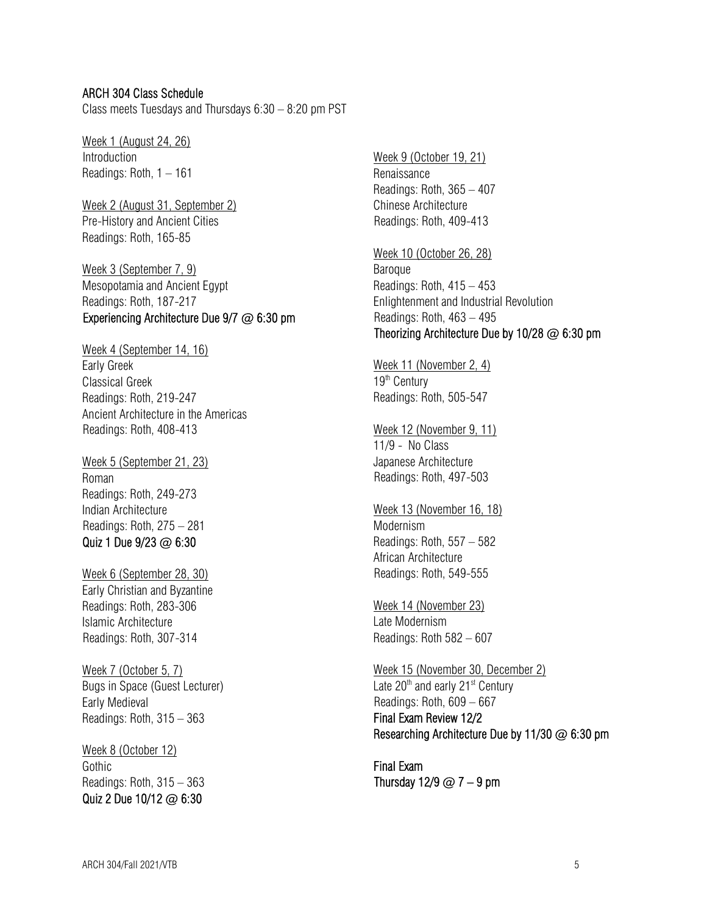## ARCH 304 Class Schedule

Class meets Tuesdays and Thursdays 6:30 – 8:20 pm PST

Week 1 (August 24, 26)
Introduction
Readings: Roth, 1 – 161

Week 2 (August 31, September 2)
Pre-History and Ancient Cities
Readings: Roth, 165-85

Week 3 (September 7, 9)
Mesopotamia and Ancient Egypt
Readings: Roth, 187-217
**Experiencing Architecture Due 9/7 @ 6:30 pm**

Week 4 (September 14, 16)
Early Greek
Classical Greek
Readings: Roth, 219-247
Ancient Architecture in the Americas
Readings: Roth, 408-413

Week 5 (September 21, 23)
Roman
Readings: Roth, 249-273
Indian Architecture
Readings: Roth, 275 – 281
**Quiz 1 Due 9/23 @ 6:30**

Week 6 (September 28, 30)
Early Christian and Byzantine
Readings: Roth, 283-306
Islamic Architecture
Readings: Roth, 307-314

Week 7 (October 5, 7)
Bugs in Space (Guest Lecturer)
Early Medieval
Readings: Roth, 315 – 363

Week 8 (October 12)
Gothic
Readings: Roth, 315 – 363
**Quiz 2 Due 10/12 @ 6:30**

Week 9 (October 19, 21)
Renaissance
Readings: Roth, 365 – 407
Chinese Architecture
Readings: Roth, 409-413

Week 10 (October 26, 28)
Baroque
Readings: Roth, 415 – 453
Enlightenment and Industrial Revolution
Readings: Roth, 463 – 495
**Theorizing Architecture Due by 10/28 @ 6:30 pm**

Week 11 (November 2, 4)
19th Century
Readings: Roth, 505-547

Week 12 (November 9, 11)
11/9 - No Class
Japanese Architecture
Readings: Roth, 497-503

Week 13 (November 16, 18)
Modernism
Readings: Roth, 557 – 582
African Architecture
Readings: Roth, 549-555

Week 14 (November 23)
Late Modernism
Readings: Roth 582 – 607

Week 15 (November 30, December 2)
Late 20th and early 21st Century
Readings: Roth, 609 – 667
**Final Exam Review 12/2**
**Researching Architecture Due by 11/30 @ 6:30 pm**

**Final Exam**
**Thursday 12/9 @ 7 – 9 pm**